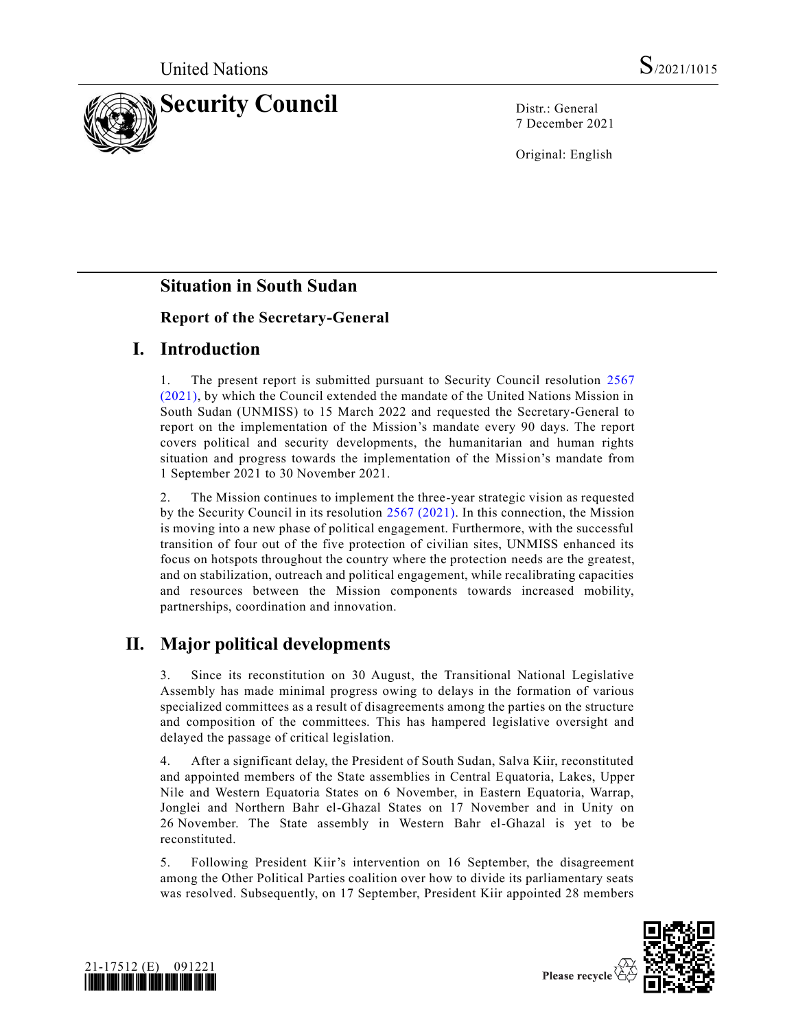United Nations S/2021/1015

# Security Council

Distr.: General
7 December 2021

Original: English

## Situation in South Sudan

### Report of the Secretary-General

## I. Introduction

1. The present report is submitted pursuant to Security Council resolution 2567 (2021), by which the Council extended the mandate of the United Nations Mission in South Sudan (UNMISS) to 15 March 2022 and requested the Secretary-General to report on the implementation of the Mission's mandate every 90 days. The report covers political and security developments, the humanitarian and human rights situation and progress towards the implementation of the Mission's mandate from 1 September 2021 to 30 November 2021.

2. The Mission continues to implement the three-year strategic vision as requested by the Security Council in its resolution 2567 (2021). In this connection, the Mission is moving into a new phase of political engagement. Furthermore, with the successful transition of four out of the five protection of civilian sites, UNMISS enhanced its focus on hotspots throughout the country where the protection needs are the greatest, and on stabilization, outreach and political engagement, while recalibrating capacities and resources between the Mission components towards increased mobility, partnerships, coordination and innovation.

## II. Major political developments

3. Since its reconstitution on 30 August, the Transitional National Legislative Assembly has made minimal progress owing to delays in the formation of various specialized committees as a result of disagreements among the parties on the structure and composition of the committees. This has hampered legislative oversight and delayed the passage of critical legislation.

4. After a significant delay, the President of South Sudan, Salva Kiir, reconstituted and appointed members of the State assemblies in Central Equatoria, Lakes, Upper Nile and Western Equatoria States on 6 November, in Eastern Equatoria, Warrap, Jonglei and Northern Bahr el-Ghazal States on 17 November and in Unity on 26 November. The State assembly in Western Bahr el-Ghazal is yet to be reconstituted.

5. Following President Kiir's intervention on 16 September, the disagreement among the Other Political Parties coalition over how to divide its parliamentary seats was resolved. Subsequently, on 17 September, President Kiir appointed 28 members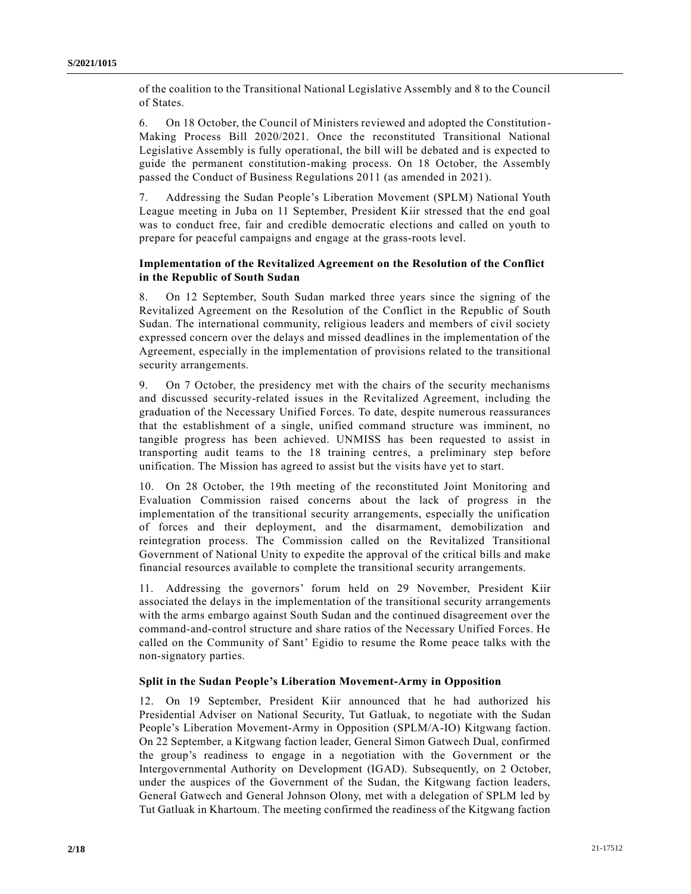of the coalition to the Transitional National Legislative Assembly and 8 to the Council of States.

6. On 18 October, the Council of Ministers reviewed and adopted the Constitution-Making Process Bill 2020/2021. Once the reconstituted Transitional National Legislative Assembly is fully operational, the bill will be debated and is expected to guide the permanent constitution-making process. On 18 October, the Assembly passed the Conduct of Business Regulations 2011 (as amended in 2021).

7. Addressing the Sudan People's Liberation Movement (SPLM) National Youth League meeting in Juba on 11 September, President Kiir stressed that the end goal was to conduct free, fair and credible democratic elections and called on youth to prepare for peaceful campaigns and engage at the grass-roots level.

### Implementation of the Revitalized Agreement on the Resolution of the Conflict in the Republic of South Sudan

8. On 12 September, South Sudan marked three years since the signing of the Revitalized Agreement on the Resolution of the Conflict in the Republic of South Sudan. The international community, religious leaders and members of civil society expressed concern over the delays and missed deadlines in the implementation of the Agreement, especially in the implementation of provisions related to the transitional security arrangements.

9. On 7 October, the presidency met with the chairs of the security mechanisms and discussed security-related issues in the Revitalized Agreement, including the graduation of the Necessary Unified Forces. To date, despite numerous reassurances that the establishment of a single, unified command structure was imminent, no tangible progress has been achieved. UNMISS has been requested to assist in transporting audit teams to the 18 training centres, a preliminary step before unification. The Mission has agreed to assist but the visits have yet to start.

10. On 28 October, the 19th meeting of the reconstituted Joint Monitoring and Evaluation Commission raised concerns about the lack of progress in the implementation of the transitional security arrangements, especially the unification of forces and their deployment, and the disarmament, demobilization and reintegration process. The Commission called on the Revitalized Transitional Government of National Unity to expedite the approval of the critical bills and make financial resources available to complete the transitional security arrangements.

11. Addressing the governors' forum held on 29 November, President Kiir associated the delays in the implementation of the transitional security arrangements with the arms embargo against South Sudan and the continued disagreement over the command-and-control structure and share ratios of the Necessary Unified Forces. He called on the Community of Sant' Egidio to resume the Rome peace talks with the non-signatory parties.

### Split in the Sudan People's Liberation Movement-Army in Opposition

12. On 19 September, President Kiir announced that he had authorized his Presidential Adviser on National Security, Tut Gatluak, to negotiate with the Sudan People's Liberation Movement-Army in Opposition (SPLM/A-IO) Kitgwang faction. On 22 September, a Kitgwang faction leader, General Simon Gatwech Dual, confirmed the group's readiness to engage in a negotiation with the Government or the Intergovernmental Authority on Development (IGAD). Subsequently, on 2 October, under the auspices of the Government of the Sudan, the Kitgwang faction leaders, General Gatwech and General Johnson Olony, met with a delegation of SPLM led by Tut Gatluak in Khartoum. The meeting confirmed the readiness of the Kitgwang faction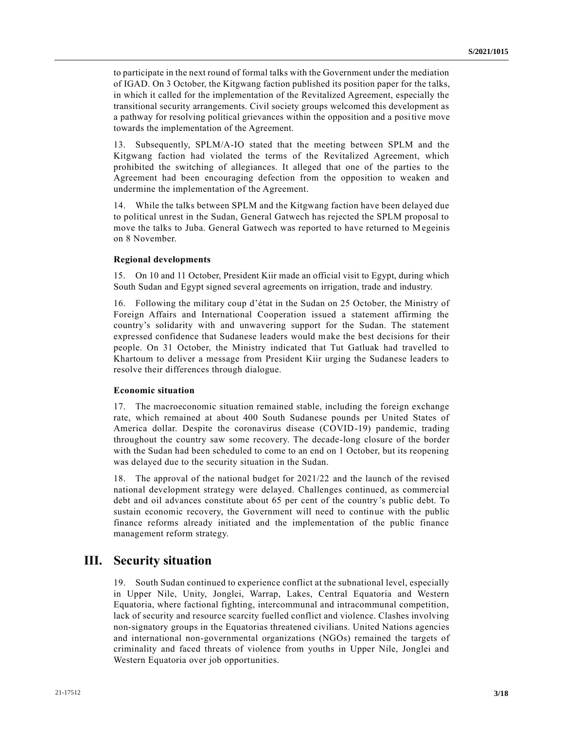to participate in the next round of formal talks with the Government under the mediation of IGAD. On 3 October, the Kitgwang faction published its position paper for the talks, in which it called for the implementation of the Revitalized Agreement, especially the transitional security arrangements. Civil society groups welcomed this development as a pathway for resolving political grievances within the opposition and a positive move towards the implementation of the Agreement.

13. Subsequently, SPLM/A-IO stated that the meeting between SPLM and the Kitgwang faction had violated the terms of the Revitalized Agreement, which prohibited the switching of allegiances. It alleged that one of the parties to the Agreement had been encouraging defection from the opposition to weaken and undermine the implementation of the Agreement.

14. While the talks between SPLM and the Kitgwang faction have been delayed due to political unrest in the Sudan, General Gatwech has rejected the SPLM proposal to move the talks to Juba. General Gatwech was reported to have returned to Megeinis on 8 November.

### Regional developments

15. On 10 and 11 October, President Kiir made an official visit to Egypt, during which South Sudan and Egypt signed several agreements on irrigation, trade and industry.

16. Following the military coup d'état in the Sudan on 25 October, the Ministry of Foreign Affairs and International Cooperation issued a statement affirming the country's solidarity with and unwavering support for the Sudan. The statement expressed confidence that Sudanese leaders would make the best decisions for their people. On 31 October, the Ministry indicated that Tut Gatluak had travelled to Khartoum to deliver a message from President Kiir urging the Sudanese leaders to resolve their differences through dialogue.

### Economic situation

17. The macroeconomic situation remained stable, including the foreign exchange rate, which remained at about 400 South Sudanese pounds per United States of America dollar. Despite the coronavirus disease (COVID-19) pandemic, trading throughout the country saw some recovery. The decade-long closure of the border with the Sudan had been scheduled to come to an end on 1 October, but its reopening was delayed due to the security situation in the Sudan.

18. The approval of the national budget for 2021/22 and the launch of the revised national development strategy were delayed. Challenges continued, as commercial debt and oil advances constitute about 65 per cent of the country's public debt. To sustain economic recovery, the Government will need to continue with the public finance reforms already initiated and the implementation of the public finance management reform strategy.

## III. Security situation

19. South Sudan continued to experience conflict at the subnational level, especially in Upper Nile, Unity, Jonglei, Warrap, Lakes, Central Equatoria and Western Equatoria, where factional fighting, intercommunal and intracommunal competition, lack of security and resource scarcity fuelled conflict and violence. Clashes involving non-signatory groups in the Equatorias threatened civilians. United Nations agencies and international non-governmental organizations (NGOs) remained the targets of criminality and faced threats of violence from youths in Upper Nile, Jonglei and Western Equatoria over job opportunities.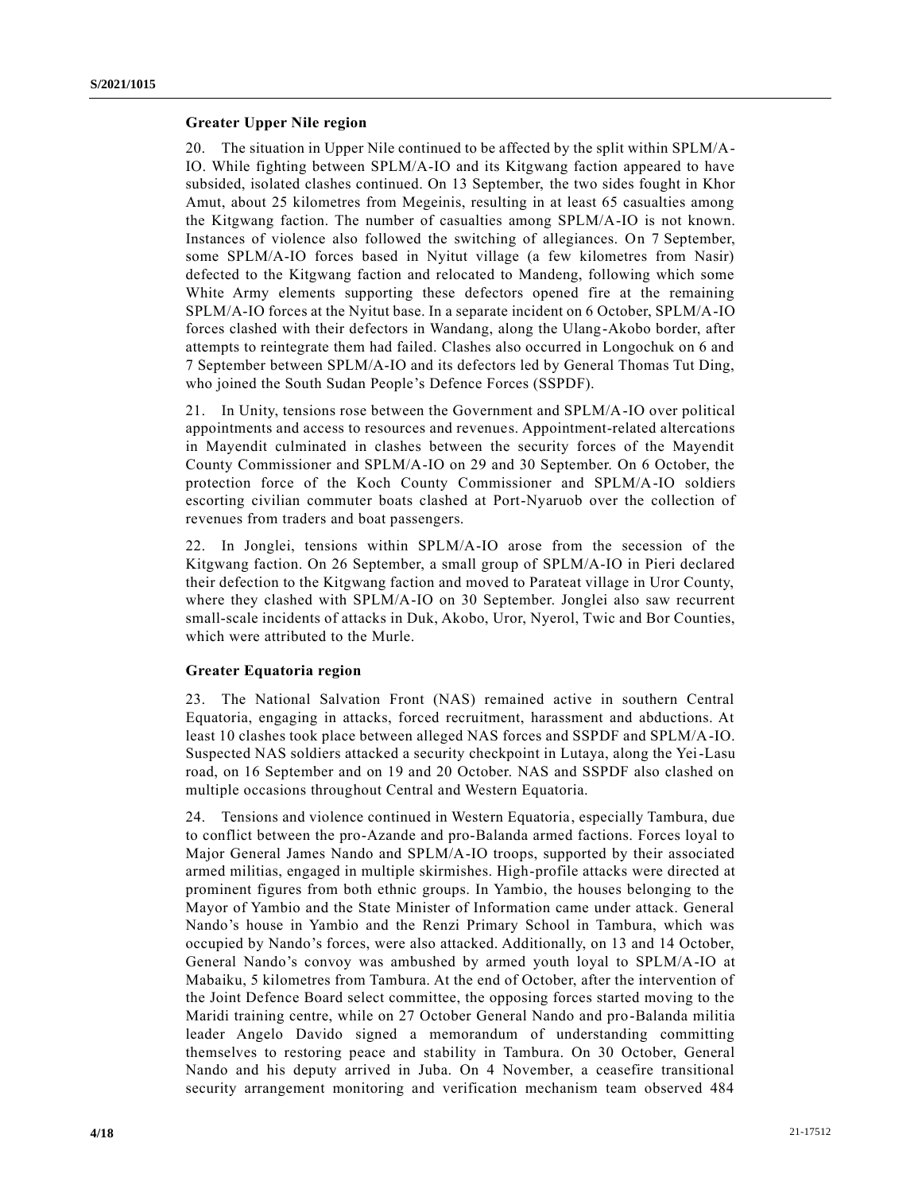### Greater Upper Nile region

20. The situation in Upper Nile continued to be affected by the split within SPLM/A-IO. While fighting between SPLM/A-IO and its Kitgwang faction appeared to have subsided, isolated clashes continued. On 13 September, the two sides fought in Khor Amut, about 25 kilometres from Megeinis, resulting in at least 65 casualties among the Kitgwang faction. The number of casualties among SPLM/A-IO is not known. Instances of violence also followed the switching of allegiances. On 7 September, some SPLM/A-IO forces based in Nyitut village (a few kilometres from Nasir) defected to the Kitgwang faction and relocated to Mandeng, following which some White Army elements supporting these defectors opened fire at the remaining SPLM/A-IO forces at the Nyitut base. In a separate incident on 6 October, SPLM/A-IO forces clashed with their defectors in Wandang, along the Ulang-Akobo border, after attempts to reintegrate them had failed. Clashes also occurred in Longochuk on 6 and 7 September between SPLM/A-IO and its defectors led by General Thomas Tut Ding, who joined the South Sudan People's Defence Forces (SSPDF).

21. In Unity, tensions rose between the Government and SPLM/A-IO over political appointments and access to resources and revenues. Appointment-related altercations in Mayendit culminated in clashes between the security forces of the Mayendit County Commissioner and SPLM/A-IO on 29 and 30 September. On 6 October, the protection force of the Koch County Commissioner and SPLM/A-IO soldiers escorting civilian commuter boats clashed at Port-Nyaruob over the collection of revenues from traders and boat passengers.

22. In Jonglei, tensions within SPLM/A-IO arose from the secession of the Kitgwang faction. On 26 September, a small group of SPLM/A-IO in Pieri declared their defection to the Kitgwang faction and moved to Parateat village in Uror County, where they clashed with SPLM/A-IO on 30 September. Jonglei also saw recurrent small-scale incidents of attacks in Duk, Akobo, Uror, Nyerol, Twic and Bor Counties, which were attributed to the Murle.

### Greater Equatoria region

23. The National Salvation Front (NAS) remained active in southern Central Equatoria, engaging in attacks, forced recruitment, harassment and abductions. At least 10 clashes took place between alleged NAS forces and SSPDF and SPLM/A-IO. Suspected NAS soldiers attacked a security checkpoint in Lutaya, along the Yei-Lasu road, on 16 September and on 19 and 20 October. NAS and SSPDF also clashed on multiple occasions throughout Central and Western Equatoria.

24. Tensions and violence continued in Western Equatoria, especially Tambura, due to conflict between the pro-Azande and pro-Balanda armed factions. Forces loyal to Major General James Nando and SPLM/A-IO troops, supported by their associated armed militias, engaged in multiple skirmishes. High-profile attacks were directed at prominent figures from both ethnic groups. In Yambio, the houses belonging to the Mayor of Yambio and the State Minister of Information came under attack. General Nando's house in Yambio and the Renzi Primary School in Tambura, which was occupied by Nando's forces, were also attacked. Additionally, on 13 and 14 October, General Nando's convoy was ambushed by armed youth loyal to SPLM/A-IO at Mabaiku, 5 kilometres from Tambura. At the end of October, after the intervention of the Joint Defence Board select committee, the opposing forces started moving to the Maridi training centre, while on 27 October General Nando and pro-Balanda militia leader Angelo Davido signed a memorandum of understanding committing themselves to restoring peace and stability in Tambura. On 30 October, General Nando and his deputy arrived in Juba. On 4 November, a ceasefire transitional security arrangement monitoring and verification mechanism team observed 484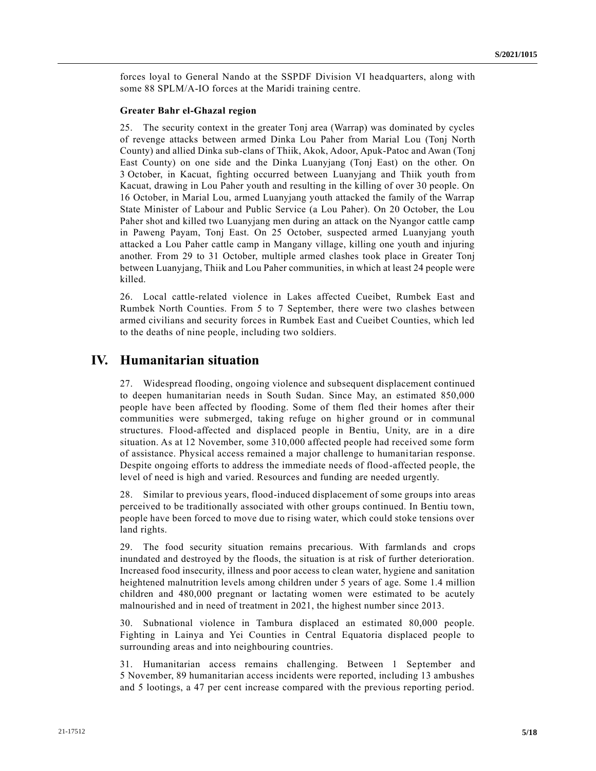forces loyal to General Nando at the SSPDF Division VI headquarters, along with some 88 SPLM/A-IO forces at the Maridi training centre.

### Greater Bahr el-Ghazal region

25. The security context in the greater Tonj area (Warrap) was dominated by cycles of revenge attacks between armed Dinka Lou Paher from Marial Lou (Tonj North County) and allied Dinka sub-clans of Thiik, Akok, Adoor, Apuk-Patoc and Awan (Tonj East County) on one side and the Dinka Luanyjang (Tonj East) on the other. On 3 October, in Kacuat, fighting occurred between Luanyjang and Thiik youth from Kacuat, drawing in Lou Paher youth and resulting in the killing of over 30 people. On 16 October, in Marial Lou, armed Luanyjang youth attacked the family of the Warrap State Minister of Labour and Public Service (a Lou Paher). On 20 October, the Lou Paher shot and killed two Luanyjang men during an attack on the Nyangor cattle camp in Paweng Payam, Tonj East. On 25 October, suspected armed Luanyjang youth attacked a Lou Paher cattle camp in Mangany village, killing one youth and injuring another. From 29 to 31 October, multiple armed clashes took place in Greater Tonj between Luanyjang, Thiik and Lou Paher communities, in which at least 24 people were killed.

26. Local cattle-related violence in Lakes affected Cueibet, Rumbek East and Rumbek North Counties. From 5 to 7 September, there were two clashes between armed civilians and security forces in Rumbek East and Cueibet Counties, which led to the deaths of nine people, including two soldiers.

## IV. Humanitarian situation

27. Widespread flooding, ongoing violence and subsequent displacement continued to deepen humanitarian needs in South Sudan. Since May, an estimated 850,000 people have been affected by flooding. Some of them fled their homes after their communities were submerged, taking refuge on higher ground or in communal structures. Flood-affected and displaced people in Bentiu, Unity, are in a dire situation. As at 12 November, some 310,000 affected people had received some form of assistance. Physical access remained a major challenge to humanitarian response. Despite ongoing efforts to address the immediate needs of flood-affected people, the level of need is high and varied. Resources and funding are needed urgently.

28. Similar to previous years, flood-induced displacement of some groups into areas perceived to be traditionally associated with other groups continued. In Bentiu town, people have been forced to move due to rising water, which could stoke tensions over land rights.

29. The food security situation remains precarious. With farmlands and crops inundated and destroyed by the floods, the situation is at risk of further deterioration. Increased food insecurity, illness and poor access to clean water, hygiene and sanitation heightened malnutrition levels among children under 5 years of age. Some 1.4 million children and 480,000 pregnant or lactating women were estimated to be acutely malnourished and in need of treatment in 2021, the highest number since 2013.

30. Subnational violence in Tambura displaced an estimated 80,000 people. Fighting in Lainya and Yei Counties in Central Equatoria displaced people to surrounding areas and into neighbouring countries.

31. Humanitarian access remains challenging. Between 1 September and 5 November, 89 humanitarian access incidents were reported, including 13 ambushes and 5 lootings, a 47 per cent increase compared with the previous reporting period.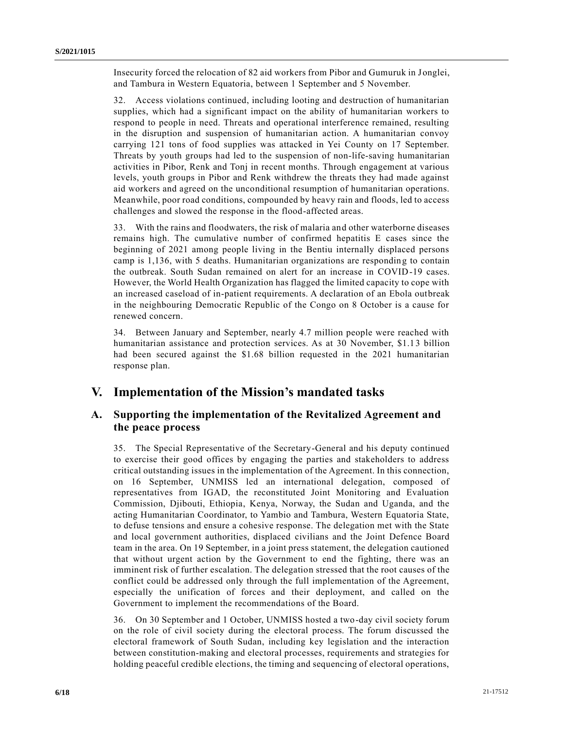Insecurity forced the relocation of 82 aid workers from Pibor and Gumuruk in Jonglei, and Tambura in Western Equatoria, between 1 September and 5 November.

32. Access violations continued, including looting and destruction of humanitarian supplies, which had a significant impact on the ability of humanitarian workers to respond to people in need. Threats and operational interference remained, resulting in the disruption and suspension of humanitarian action. A humanitarian convoy carrying 121 tons of food supplies was attacked in Yei County on 17 September. Threats by youth groups had led to the suspension of non-life-saving humanitarian activities in Pibor, Renk and Tonj in recent months. Through engagement at various levels, youth groups in Pibor and Renk withdrew the threats they had made against aid workers and agreed on the unconditional resumption of humanitarian operations. Meanwhile, poor road conditions, compounded by heavy rain and floods, led to access challenges and slowed the response in the flood-affected areas.

33. With the rains and floodwaters, the risk of malaria and other waterborne diseases remains high. The cumulative number of confirmed hepatitis E cases since the beginning of 2021 among people living in the Bentiu internally displaced persons camp is 1,136, with 5 deaths. Humanitarian organizations are responding to contain the outbreak. South Sudan remained on alert for an increase in COVID-19 cases. However, the World Health Organization has flagged the limited capacity to cope with an increased caseload of in-patient requirements. A declaration of an Ebola outbreak in the neighbouring Democratic Republic of the Congo on 8 October is a cause for renewed concern.

34. Between January and September, nearly 4.7 million people were reached with humanitarian assistance and protection services. As at 30 November, $1.13 billion had been secured against the $1.68 billion requested in the 2021 humanitarian response plan.

# V. Implementation of the Mission's mandated tasks

## A. Supporting the implementation of the Revitalized Agreement and the peace process

35. The Special Representative of the Secretary-General and his deputy continued to exercise their good offices by engaging the parties and stakeholders to address critical outstanding issues in the implementation of the Agreement. In this connection, on 16 September, UNMISS led an international delegation, composed of representatives from IGAD, the reconstituted Joint Monitoring and Evaluation Commission, Djibouti, Ethiopia, Kenya, Norway, the Sudan and Uganda, and the acting Humanitarian Coordinator, to Yambio and Tambura, Western Equatoria State, to defuse tensions and ensure a cohesive response. The delegation met with the State and local government authorities, displaced civilians and the Joint Defence Board team in the area. On 19 September, in a joint press statement, the delegation cautioned that without urgent action by the Government to end the fighting, there was an imminent risk of further escalation. The delegation stressed that the root causes of the conflict could be addressed only through the full implementation of the Agreement, especially the unification of forces and their deployment, and called on the Government to implement the recommendations of the Board.

36. On 30 September and 1 October, UNMISS hosted a two-day civil society forum on the role of civil society during the electoral process. The forum discussed the electoral framework of South Sudan, including key legislation and the interaction between constitution-making and electoral processes, requirements and strategies for holding peaceful credible elections, the timing and sequencing of electoral operations,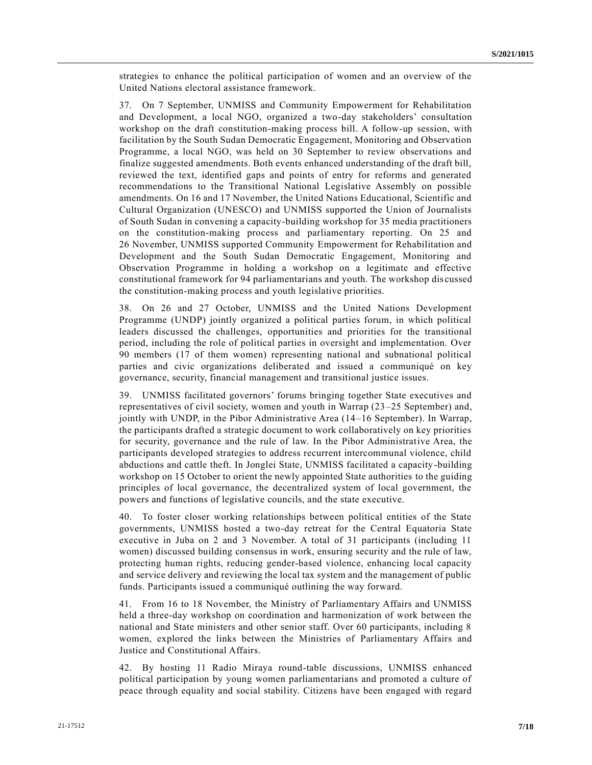strategies to enhance the political participation of women and an overview of the United Nations electoral assistance framework.

37. On 7 September, UNMISS and Community Empowerment for Rehabilitation and Development, a local NGO, organized a two-day stakeholders' consultation workshop on the draft constitution-making process bill. A follow-up session, with facilitation by the South Sudan Democratic Engagement, Monitoring and Observation Programme, a local NGO, was held on 30 September to review observations and finalize suggested amendments. Both events enhanced understanding of the draft bill, reviewed the text, identified gaps and points of entry for reforms and generated recommendations to the Transitional National Legislative Assembly on possible amendments. On 16 and 17 November, the United Nations Educational, Scientific and Cultural Organization (UNESCO) and UNMISS supported the Union of Journalists of South Sudan in convening a capacity-building workshop for 35 media practitioners on the constitution-making process and parliamentary reporting. On 25 and 26 November, UNMISS supported Community Empowerment for Rehabilitation and Development and the South Sudan Democratic Engagement, Monitoring and Observation Programme in holding a workshop on a legitimate and effective constitutional framework for 94 parliamentarians and youth. The workshop discussed the constitution-making process and youth legislative priorities.

38. On 26 and 27 October, UNMISS and the United Nations Development Programme (UNDP) jointly organized a political parties forum, in which political leaders discussed the challenges, opportunities and priorities for the transitional period, including the role of political parties in oversight and implementation. Over 90 members (17 of them women) representing national and subnational political parties and civic organizations deliberated and issued a communiqué on key governance, security, financial management and transitional justice issues.

39. UNMISS facilitated governors' forums bringing together State executives and representatives of civil society, women and youth in Warrap (23–25 September) and, jointly with UNDP, in the Pibor Administrative Area (14–16 September). In Warrap, the participants drafted a strategic document to work collaboratively on key priorities for security, governance and the rule of law. In the Pibor Administrative Area, the participants developed strategies to address recurrent intercommunal violence, child abductions and cattle theft. In Jonglei State, UNMISS facilitated a capacity-building workshop on 15 October to orient the newly appointed State authorities to the guiding principles of local governance, the decentralized system of local government, the powers and functions of legislative councils, and the state executive.

40. To foster closer working relationships between political entities of the State governments, UNMISS hosted a two-day retreat for the Central Equatoria State executive in Juba on 2 and 3 November. A total of 31 participants (including 11 women) discussed building consensus in work, ensuring security and the rule of law, protecting human rights, reducing gender-based violence, enhancing local capacity and service delivery and reviewing the local tax system and the management of public funds. Participants issued a communiqué outlining the way forward.

41. From 16 to 18 November, the Ministry of Parliamentary Affairs and UNMISS held a three-day workshop on coordination and harmonization of work between the national and State ministers and other senior staff. Over 60 participants, including 8 women, explored the links between the Ministries of Parliamentary Affairs and Justice and Constitutional Affairs.

42. By hosting 11 Radio Miraya round-table discussions, UNMISS enhanced political participation by young women parliamentarians and promoted a culture of peace through equality and social stability. Citizens have been engaged with regard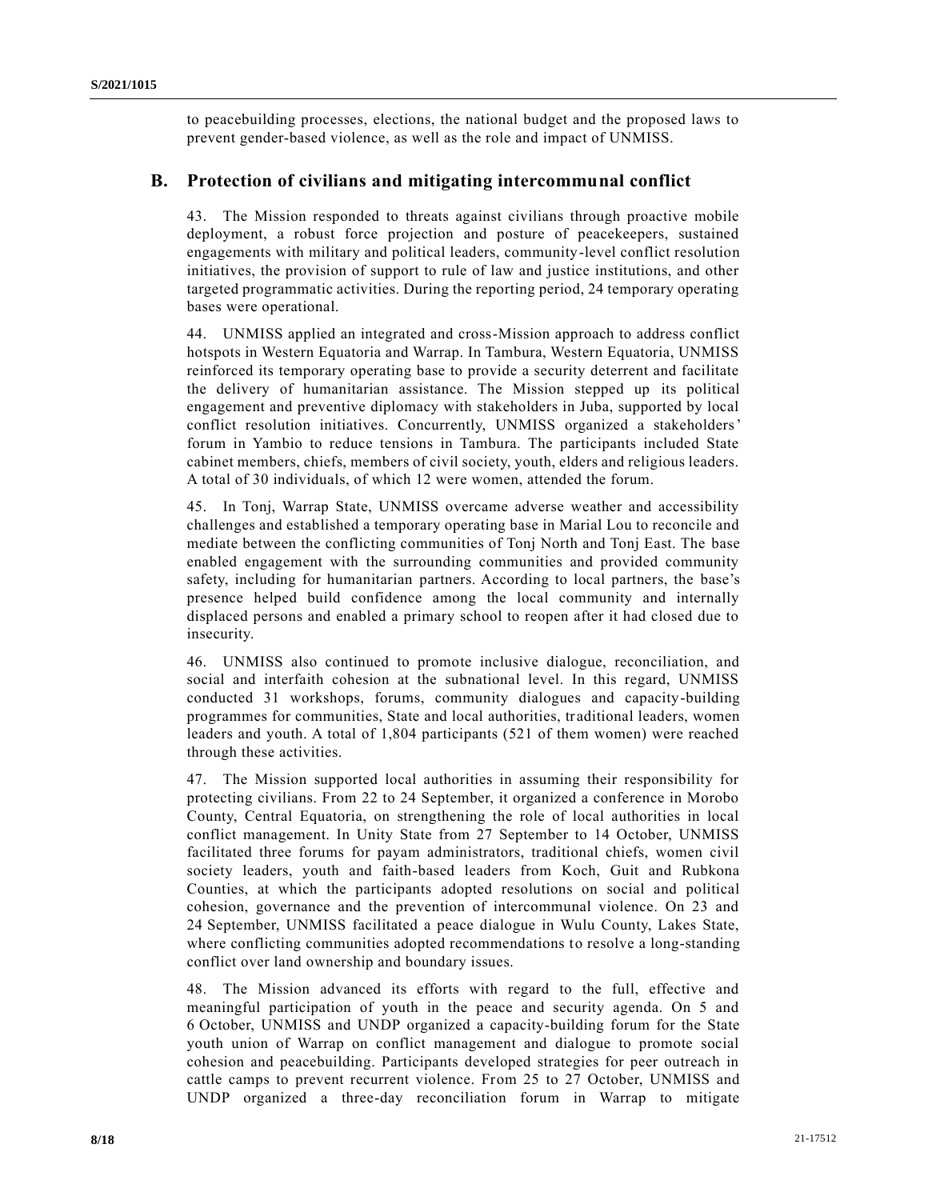to peacebuilding processes, elections, the national budget and the proposed laws to prevent gender-based violence, as well as the role and impact of UNMISS.

## B. Protection of civilians and mitigating intercommunal conflict

43. The Mission responded to threats against civilians through proactive mobile deployment, a robust force projection and posture of peacekeepers, sustained engagements with military and political leaders, community-level conflict resolution initiatives, the provision of support to rule of law and justice institutions, and other targeted programmatic activities. During the reporting period, 24 temporary operating bases were operational.

44. UNMISS applied an integrated and cross-Mission approach to address conflict hotspots in Western Equatoria and Warrap. In Tambura, Western Equatoria, UNMISS reinforced its temporary operating base to provide a security deterrent and facilitate the delivery of humanitarian assistance. The Mission stepped up its political engagement and preventive diplomacy with stakeholders in Juba, supported by local conflict resolution initiatives. Concurrently, UNMISS organized a stakeholders' forum in Yambio to reduce tensions in Tambura. The participants included State cabinet members, chiefs, members of civil society, youth, elders and religious leaders. A total of 30 individuals, of which 12 were women, attended the forum.

45. In Tonj, Warrap State, UNMISS overcame adverse weather and accessibility challenges and established a temporary operating base in Marial Lou to reconcile and mediate between the conflicting communities of Tonj North and Tonj East. The base enabled engagement with the surrounding communities and provided community safety, including for humanitarian partners. According to local partners, the base's presence helped build confidence among the local community and internally displaced persons and enabled a primary school to reopen after it had closed due to insecurity.

46. UNMISS also continued to promote inclusive dialogue, reconciliation, and social and interfaith cohesion at the subnational level. In this regard, UNMISS conducted 31 workshops, forums, community dialogues and capacity-building programmes for communities, State and local authorities, traditional leaders, women leaders and youth. A total of 1,804 participants (521 of them women) were reached through these activities.

47. The Mission supported local authorities in assuming their responsibility for protecting civilians. From 22 to 24 September, it organized a conference in Morobo County, Central Equatoria, on strengthening the role of local authorities in local conflict management. In Unity State from 27 September to 14 October, UNMISS facilitated three forums for payam administrators, traditional chiefs, women civil society leaders, youth and faith-based leaders from Koch, Guit and Rubkona Counties, at which the participants adopted resolutions on social and political cohesion, governance and the prevention of intercommunal violence. On 23 and 24 September, UNMISS facilitated a peace dialogue in Wulu County, Lakes State, where conflicting communities adopted recommendations to resolve a long-standing conflict over land ownership and boundary issues.

48. The Mission advanced its efforts with regard to the full, effective and meaningful participation of youth in the peace and security agenda. On 5 and 6 October, UNMISS and UNDP organized a capacity-building forum for the State youth union of Warrap on conflict management and dialogue to promote social cohesion and peacebuilding. Participants developed strategies for peer outreach in cattle camps to prevent recurrent violence. From 25 to 27 October, UNMISS and UNDP organized a three-day reconciliation forum in Warrap to mitigate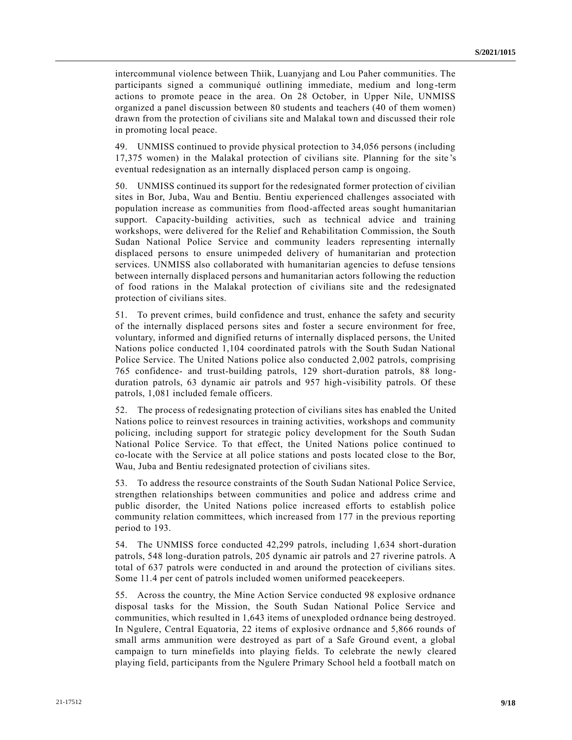intercommunal violence between Thiik, Luanyjang and Lou Paher communities. The participants signed a communiqué outlining immediate, medium and long-term actions to promote peace in the area. On 28 October, in Upper Nile, UNMISS organized a panel discussion between 80 students and teachers (40 of them women) drawn from the protection of civilians site and Malakal town and discussed their role in promoting local peace.

49. UNMISS continued to provide physical protection to 34,056 persons (including 17,375 women) in the Malakal protection of civilians site. Planning for the site's eventual redesignation as an internally displaced person camp is ongoing.

50. UNMISS continued its support for the redesignated former protection of civilian sites in Bor, Juba, Wau and Bentiu. Bentiu experienced challenges associated with population increase as communities from flood-affected areas sought humanitarian support. Capacity-building activities, such as technical advice and training workshops, were delivered for the Relief and Rehabilitation Commission, the South Sudan National Police Service and community leaders representing internally displaced persons to ensure unimpeded delivery of humanitarian and protection services. UNMISS also collaborated with humanitarian agencies to defuse tensions between internally displaced persons and humanitarian actors following the reduction of food rations in the Malakal protection of civilians site and the redesignated protection of civilians sites.

51. To prevent crimes, build confidence and trust, enhance the safety and security of the internally displaced persons sites and foster a secure environment for free, voluntary, informed and dignified returns of internally displaced persons, the United Nations police conducted 1,104 coordinated patrols with the South Sudan National Police Service. The United Nations police also conducted 2,002 patrols, comprising 765 confidence- and trust-building patrols, 129 short-duration patrols, 88 long-duration patrols, 63 dynamic air patrols and 957 high-visibility patrols. Of these patrols, 1,081 included female officers.

52. The process of redesignating protection of civilians sites has enabled the United Nations police to reinvest resources in training activities, workshops and community policing, including support for strategic policy development for the South Sudan National Police Service. To that effect, the United Nations police continued to co-locate with the Service at all police stations and posts located close to the Bor, Wau, Juba and Bentiu redesignated protection of civilians sites.

53. To address the resource constraints of the South Sudan National Police Service, strengthen relationships between communities and police and address crime and public disorder, the United Nations police increased efforts to establish police community relation committees, which increased from 177 in the previous reporting period to 193.

54. The UNMISS force conducted 42,299 patrols, including 1,634 short-duration patrols, 548 long-duration patrols, 205 dynamic air patrols and 27 riverine patrols. A total of 637 patrols were conducted in and around the protection of civilians sites. Some 11.4 per cent of patrols included women uniformed peacekeepers.

55. Across the country, the Mine Action Service conducted 98 explosive ordnance disposal tasks for the Mission, the South Sudan National Police Service and communities, which resulted in 1,643 items of unexploded ordnance being destroyed. In Ngulere, Central Equatoria, 22 items of explosive ordnance and 5,866 rounds of small arms ammunition were destroyed as part of a Safe Ground event, a global campaign to turn minefields into playing fields. To celebrate the newly cleared playing field, participants from the Ngulere Primary School held a football match on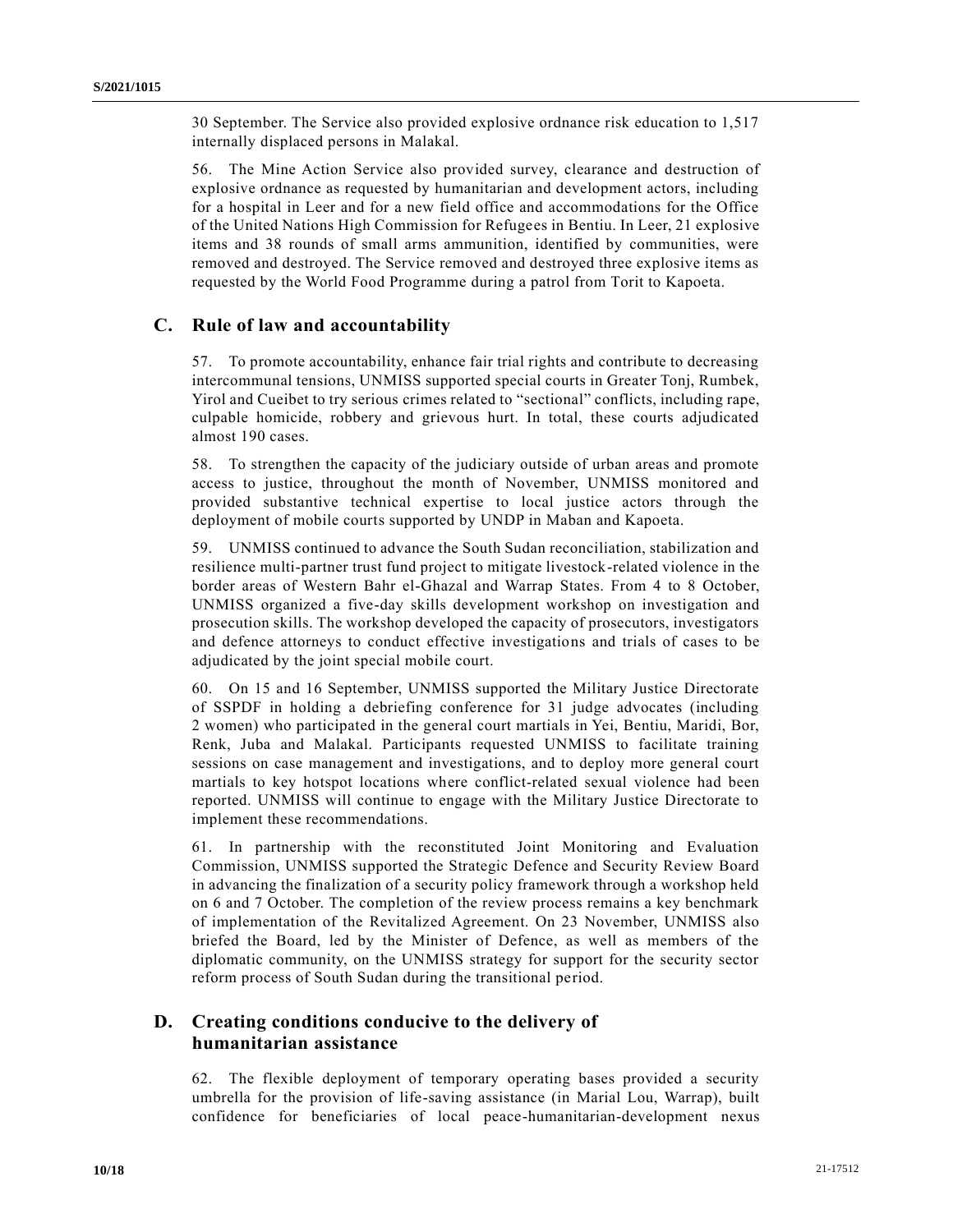30 September. The Service also provided explosive ordnance risk education to 1,517 internally displaced persons in Malakal.

56. The Mine Action Service also provided survey, clearance and destruction of explosive ordnance as requested by humanitarian and development actors, including for a hospital in Leer and for a new field office and accommodations for the Office of the United Nations High Commission for Refugees in Bentiu. In Leer, 21 explosive items and 38 rounds of small arms ammunition, identified by communities, were removed and destroyed. The Service removed and destroyed three explosive items as requested by the World Food Programme during a patrol from Torit to Kapoeta.

## C. Rule of law and accountability

57. To promote accountability, enhance fair trial rights and contribute to decreasing intercommunal tensions, UNMISS supported special courts in Greater Tonj, Rumbek, Yirol and Cueibet to try serious crimes related to "sectional" conflicts, including rape, culpable homicide, robbery and grievous hurt. In total, these courts adjudicated almost 190 cases.

58. To strengthen the capacity of the judiciary outside of urban areas and promote access to justice, throughout the month of November, UNMISS monitored and provided substantive technical expertise to local justice actors through the deployment of mobile courts supported by UNDP in Maban and Kapoeta.

59. UNMISS continued to advance the South Sudan reconciliation, stabilization and resilience multi-partner trust fund project to mitigate livestock-related violence in the border areas of Western Bahr el-Ghazal and Warrap States. From 4 to 8 October, UNMISS organized a five-day skills development workshop on investigation and prosecution skills. The workshop developed the capacity of prosecutors, investigators and defence attorneys to conduct effective investigations and trials of cases to be adjudicated by the joint special mobile court.

60. On 15 and 16 September, UNMISS supported the Military Justice Directorate of SSPDF in holding a debriefing conference for 31 judge advocates (including 2 women) who participated in the general court martials in Yei, Bentiu, Maridi, Bor, Renk, Juba and Malakal. Participants requested UNMISS to facilitate training sessions on case management and investigations, and to deploy more general court martials to key hotspot locations where conflict-related sexual violence had been reported. UNMISS will continue to engage with the Military Justice Directorate to implement these recommendations.

61. In partnership with the reconstituted Joint Monitoring and Evaluation Commission, UNMISS supported the Strategic Defence and Security Review Board in advancing the finalization of a security policy framework through a workshop held on 6 and 7 October. The completion of the review process remains a key benchmark of implementation of the Revitalized Agreement. On 23 November, UNMISS also briefed the Board, led by the Minister of Defence, as well as members of the diplomatic community, on the UNMISS strategy for support for the security sector reform process of South Sudan during the transitional period.

## D. Creating conditions conducive to the delivery of humanitarian assistance

62. The flexible deployment of temporary operating bases provided a security umbrella for the provision of life-saving assistance (in Marial Lou, Warrap), built confidence for beneficiaries of local peace-humanitarian-development nexus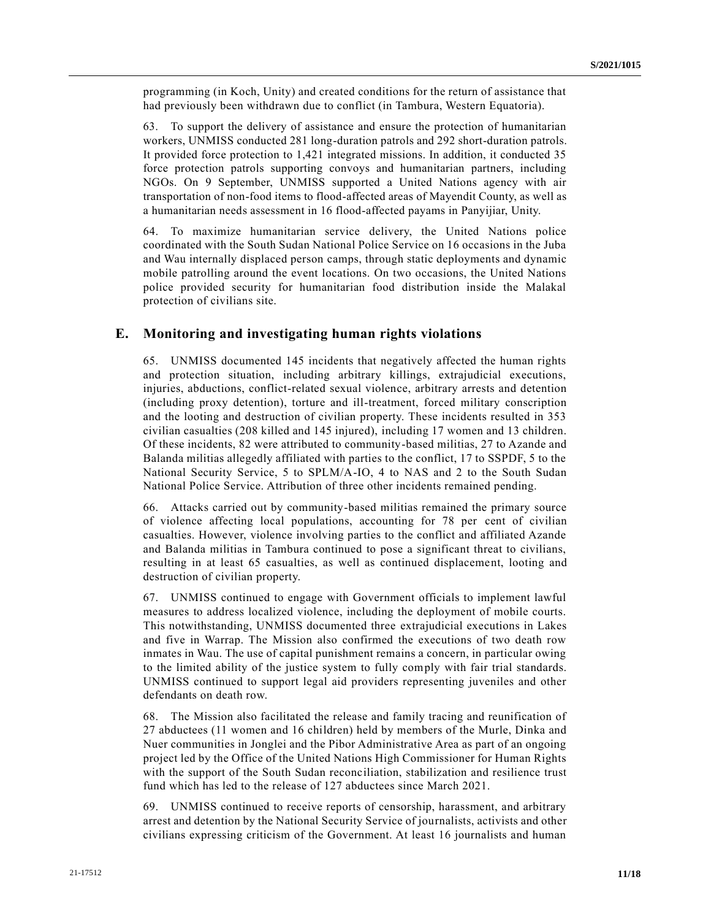programming (in Koch, Unity) and created conditions for the return of assistance that had previously been withdrawn due to conflict (in Tambura, Western Equatoria).

63. To support the delivery of assistance and ensure the protection of humanitarian workers, UNMISS conducted 281 long-duration patrols and 292 short-duration patrols. It provided force protection to 1,421 integrated missions. In addition, it conducted 35 force protection patrols supporting convoys and humanitarian partners, including NGOs. On 9 September, UNMISS supported a United Nations agency with air transportation of non-food items to flood-affected areas of Mayendit County, as well as a humanitarian needs assessment in 16 flood-affected payams in Panyijiar, Unity.

64. To maximize humanitarian service delivery, the United Nations police coordinated with the South Sudan National Police Service on 16 occasions in the Juba and Wau internally displaced person camps, through static deployments and dynamic mobile patrolling around the event locations. On two occasions, the United Nations police provided security for humanitarian food distribution inside the Malakal protection of civilians site.

## E. Monitoring and investigating human rights violations

65. UNMISS documented 145 incidents that negatively affected the human rights and protection situation, including arbitrary killings, extrajudicial executions, injuries, abductions, conflict-related sexual violence, arbitrary arrests and detention (including proxy detention), torture and ill-treatment, forced military conscription and the looting and destruction of civilian property. These incidents resulted in 353 civilian casualties (208 killed and 145 injured), including 17 women and 13 children. Of these incidents, 82 were attributed to community-based militias, 27 to Azande and Balanda militias allegedly affiliated with parties to the conflict, 17 to SSPDF, 5 to the National Security Service, 5 to SPLM/A-IO, 4 to NAS and 2 to the South Sudan National Police Service. Attribution of three other incidents remained pending.

66. Attacks carried out by community-based militias remained the primary source of violence affecting local populations, accounting for 78 per cent of civilian casualties. However, violence involving parties to the conflict and affiliated Azande and Balanda militias in Tambura continued to pose a significant threat to civilians, resulting in at least 65 casualties, as well as continued displacement, looting and destruction of civilian property.

67. UNMISS continued to engage with Government officials to implement lawful measures to address localized violence, including the deployment of mobile courts. This notwithstanding, UNMISS documented three extrajudicial executions in Lakes and five in Warrap. The Mission also confirmed the executions of two death row inmates in Wau. The use of capital punishment remains a concern, in particular owing to the limited ability of the justice system to fully comply with fair trial standards. UNMISS continued to support legal aid providers representing juveniles and other defendants on death row.

68. The Mission also facilitated the release and family tracing and reunification of 27 abductees (11 women and 16 children) held by members of the Murle, Dinka and Nuer communities in Jonglei and the Pibor Administrative Area as part of an ongoing project led by the Office of the United Nations High Commissioner for Human Rights with the support of the South Sudan reconciliation, stabilization and resilience trust fund which has led to the release of 127 abductees since March 2021.

69. UNMISS continued to receive reports of censorship, harassment, and arbitrary arrest and detention by the National Security Service of journalists, activists and other civilians expressing criticism of the Government. At least 16 journalists and human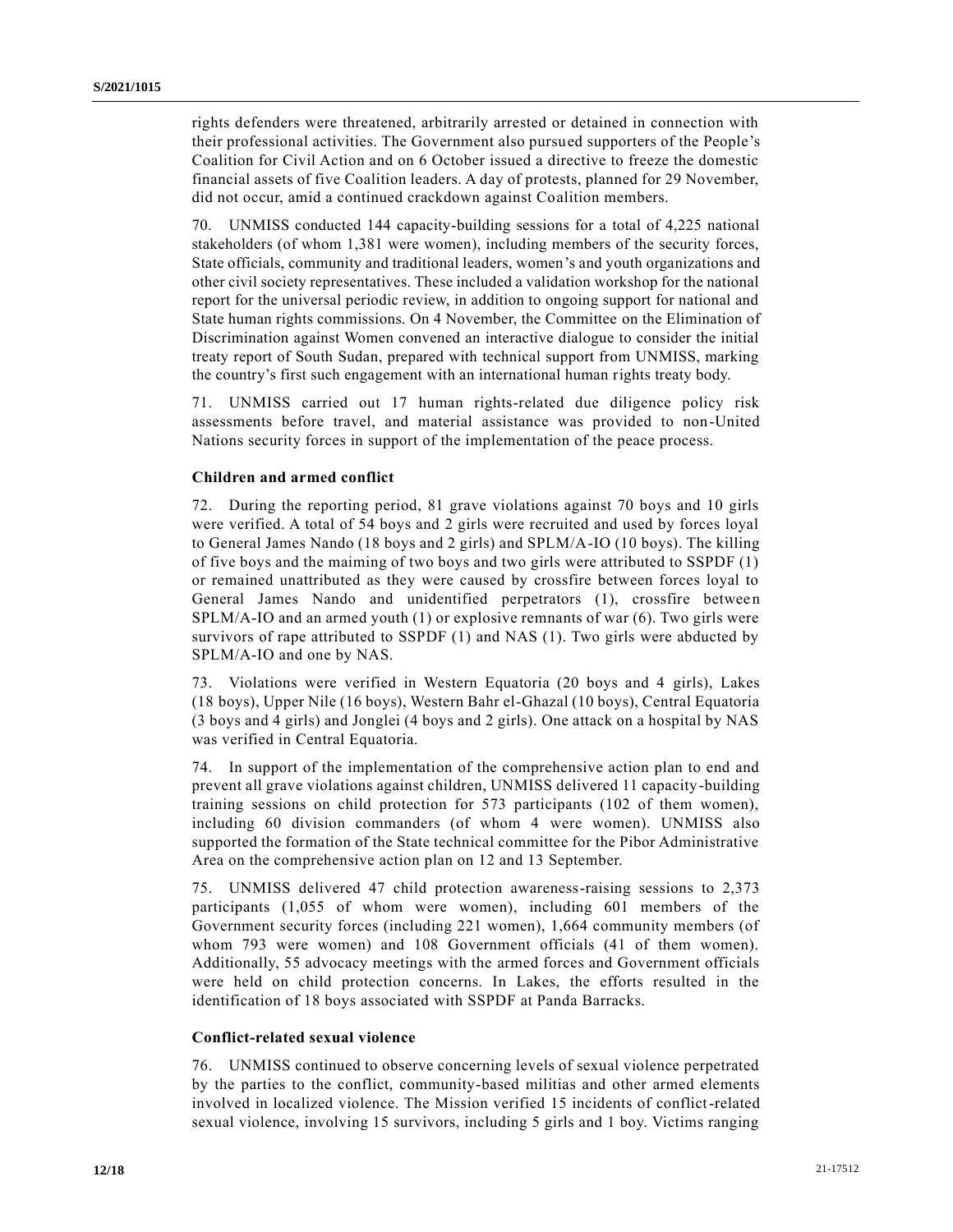rights defenders were threatened, arbitrarily arrested or detained in connection with their professional activities. The Government also pursued supporters of the People's Coalition for Civil Action and on 6 October issued a directive to freeze the domestic financial assets of five Coalition leaders. A day of protests, planned for 29 November, did not occur, amid a continued crackdown against Coalition members.

70. UNMISS conducted 144 capacity-building sessions for a total of 4,225 national stakeholders (of whom 1,381 were women), including members of the security forces, State officials, community and traditional leaders, women's and youth organizations and other civil society representatives. These included a validation workshop for the national report for the universal periodic review, in addition to ongoing support for national and State human rights commissions. On 4 November, the Committee on the Elimination of Discrimination against Women convened an interactive dialogue to consider the initial treaty report of South Sudan, prepared with technical support from UNMISS, marking the country's first such engagement with an international human rights treaty body.

71. UNMISS carried out 17 human rights-related due diligence policy risk assessments before travel, and material assistance was provided to non-United Nations security forces in support of the implementation of the peace process.

### Children and armed conflict

72. During the reporting period, 81 grave violations against 70 boys and 10 girls were verified. A total of 54 boys and 2 girls were recruited and used by forces loyal to General James Nando (18 boys and 2 girls) and SPLM/A-IO (10 boys). The killing of five boys and the maiming of two boys and two girls were attributed to SSPDF (1) or remained unattributed as they were caused by crossfire between forces loyal to General James Nando and unidentified perpetrators (1), crossfire between SPLM/A-IO and an armed youth (1) or explosive remnants of war (6). Two girls were survivors of rape attributed to SSPDF (1) and NAS (1). Two girls were abducted by SPLM/A-IO and one by NAS.

73. Violations were verified in Western Equatoria (20 boys and 4 girls), Lakes (18 boys), Upper Nile (16 boys), Western Bahr el-Ghazal (10 boys), Central Equatoria (3 boys and 4 girls) and Jonglei (4 boys and 2 girls). One attack on a hospital by NAS was verified in Central Equatoria.

74. In support of the implementation of the comprehensive action plan to end and prevent all grave violations against children, UNMISS delivered 11 capacity-building training sessions on child protection for 573 participants (102 of them women), including 60 division commanders (of whom 4 were women). UNMISS also supported the formation of the State technical committee for the Pibor Administrative Area on the comprehensive action plan on 12 and 13 September.

75. UNMISS delivered 47 child protection awareness-raising sessions to 2,373 participants (1,055 of whom were women), including 601 members of the Government security forces (including 221 women), 1,664 community members (of whom 793 were women) and 108 Government officials (41 of them women). Additionally, 55 advocacy meetings with the armed forces and Government officials were held on child protection concerns. In Lakes, the efforts resulted in the identification of 18 boys associated with SSPDF at Panda Barracks.

### Conflict-related sexual violence

76. UNMISS continued to observe concerning levels of sexual violence perpetrated by the parties to the conflict, community-based militias and other armed elements involved in localized violence. The Mission verified 15 incidents of conflict-related sexual violence, involving 15 survivors, including 5 girls and 1 boy. Victims ranging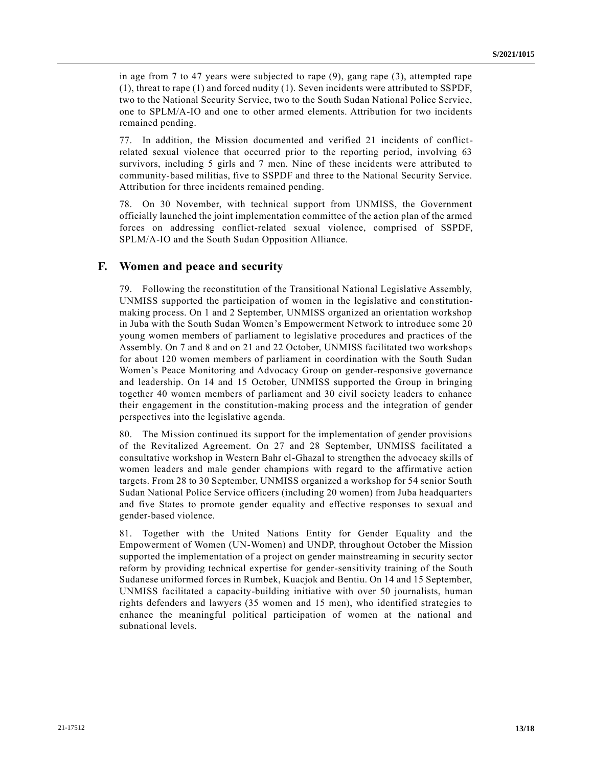in age from 7 to 47 years were subjected to rape (9), gang rape (3), attempted rape (1), threat to rape (1) and forced nudity (1). Seven incidents were attributed to SSPDF, two to the National Security Service, two to the South Sudan National Police Service, one to SPLM/A-IO and one to other armed elements. Attribution for two incidents remained pending.

77. In addition, the Mission documented and verified 21 incidents of conflict-related sexual violence that occurred prior to the reporting period, involving 63 survivors, including 5 girls and 7 men. Nine of these incidents were attributed to community-based militias, five to SSPDF and three to the National Security Service. Attribution for three incidents remained pending.

78. On 30 November, with technical support from UNMISS, the Government officially launched the joint implementation committee of the action plan of the armed forces on addressing conflict-related sexual violence, comprised of SSPDF, SPLM/A-IO and the South Sudan Opposition Alliance.

## F. Women and peace and security

79. Following the reconstitution of the Transitional National Legislative Assembly, UNMISS supported the participation of women in the legislative and constitution-making process. On 1 and 2 September, UNMISS organized an orientation workshop in Juba with the South Sudan Women's Empowerment Network to introduce some 20 young women members of parliament to legislative procedures and practices of the Assembly. On 7 and 8 and on 21 and 22 October, UNMISS facilitated two workshops for about 120 women members of parliament in coordination with the South Sudan Women's Peace Monitoring and Advocacy Group on gender-responsive governance and leadership. On 14 and 15 October, UNMISS supported the Group in bringing together 40 women members of parliament and 30 civil society leaders to enhance their engagement in the constitution-making process and the integration of gender perspectives into the legislative agenda.

80. The Mission continued its support for the implementation of gender provisions of the Revitalized Agreement. On 27 and 28 September, UNMISS facilitated a consultative workshop in Western Bahr el-Ghazal to strengthen the advocacy skills of women leaders and male gender champions with regard to the affirmative action targets. From 28 to 30 September, UNMISS organized a workshop for 54 senior South Sudan National Police Service officers (including 20 women) from Juba headquarters and five States to promote gender equality and effective responses to sexual and gender-based violence.

81. Together with the United Nations Entity for Gender Equality and the Empowerment of Women (UN-Women) and UNDP, throughout October the Mission supported the implementation of a project on gender mainstreaming in security sector reform by providing technical expertise for gender-sensitivity training of the South Sudanese uniformed forces in Rumbek, Kuacjok and Bentiu. On 14 and 15 September, UNMISS facilitated a capacity-building initiative with over 50 journalists, human rights defenders and lawyers (35 women and 15 men), who identified strategies to enhance the meaningful political participation of women at the national and subnational levels.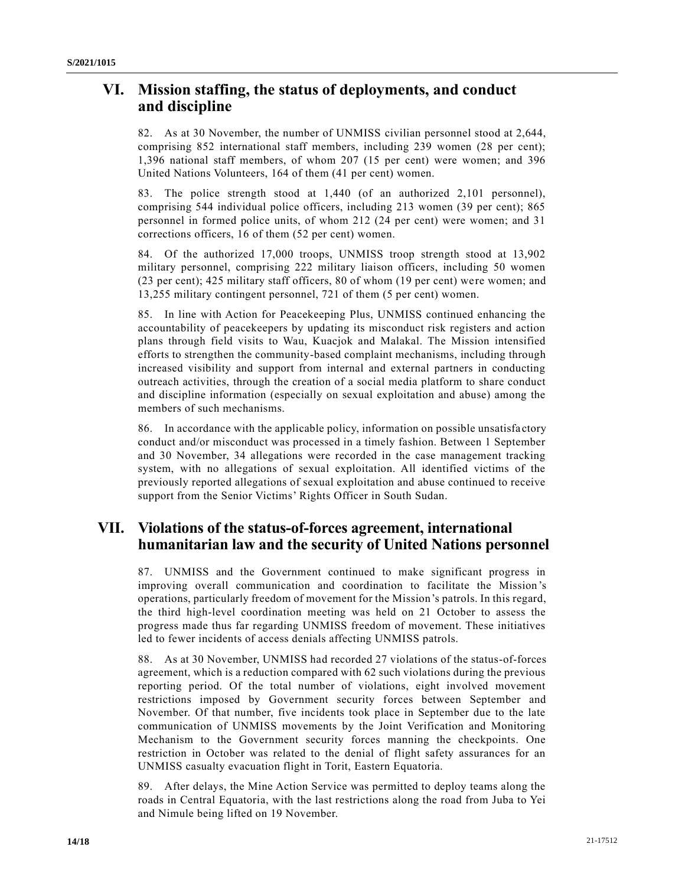## VI. Mission staffing, the status of deployments, and conduct and discipline

82. As at 30 November, the number of UNMISS civilian personnel stood at 2,644, comprising 852 international staff members, including 239 women (28 per cent); 1,396 national staff members, of whom 207 (15 per cent) were women; and 396 United Nations Volunteers, 164 of them (41 per cent) women.

83. The police strength stood at 1,440 (of an authorized 2,101 personnel), comprising 544 individual police officers, including 213 women (39 per cent); 865 personnel in formed police units, of whom 212 (24 per cent) were women; and 31 corrections officers, 16 of them (52 per cent) women.

84. Of the authorized 17,000 troops, UNMISS troop strength stood at 13,902 military personnel, comprising 222 military liaison officers, including 50 women (23 per cent); 425 military staff officers, 80 of whom (19 per cent) were women; and 13,255 military contingent personnel, 721 of them (5 per cent) women.

85. In line with Action for Peacekeeping Plus, UNMISS continued enhancing the accountability of peacekeepers by updating its misconduct risk registers and action plans through field visits to Wau, Kuacjok and Malakal. The Mission intensified efforts to strengthen the community-based complaint mechanisms, including through increased visibility and support from internal and external partners in conducting outreach activities, through the creation of a social media platform to share conduct and discipline information (especially on sexual exploitation and abuse) among the members of such mechanisms.

86. In accordance with the applicable policy, information on possible unsatisfactory conduct and/or misconduct was processed in a timely fashion. Between 1 September and 30 November, 34 allegations were recorded in the case management tracking system, with no allegations of sexual exploitation. All identified victims of the previously reported allegations of sexual exploitation and abuse continued to receive support from the Senior Victims' Rights Officer in South Sudan.

## VII. Violations of the status-of-forces agreement, international humanitarian law and the security of United Nations personnel

87. UNMISS and the Government continued to make significant progress in improving overall communication and coordination to facilitate the Mission's operations, particularly freedom of movement for the Mission's patrols. In this regard, the third high-level coordination meeting was held on 21 October to assess the progress made thus far regarding UNMISS freedom of movement. These initiatives led to fewer incidents of access denials affecting UNMISS patrols.

88. As at 30 November, UNMISS had recorded 27 violations of the status-of-forces agreement, which is a reduction compared with 62 such violations during the previous reporting period. Of the total number of violations, eight involved movement restrictions imposed by Government security forces between September and November. Of that number, five incidents took place in September due to the late communication of UNMISS movements by the Joint Verification and Monitoring Mechanism to the Government security forces manning the checkpoints. One restriction in October was related to the denial of flight safety assurances for an UNMISS casualty evacuation flight in Torit, Eastern Equatoria.

89. After delays, the Mine Action Service was permitted to deploy teams along the roads in Central Equatoria, with the last restrictions along the road from Juba to Yei and Nimule being lifted on 19 November.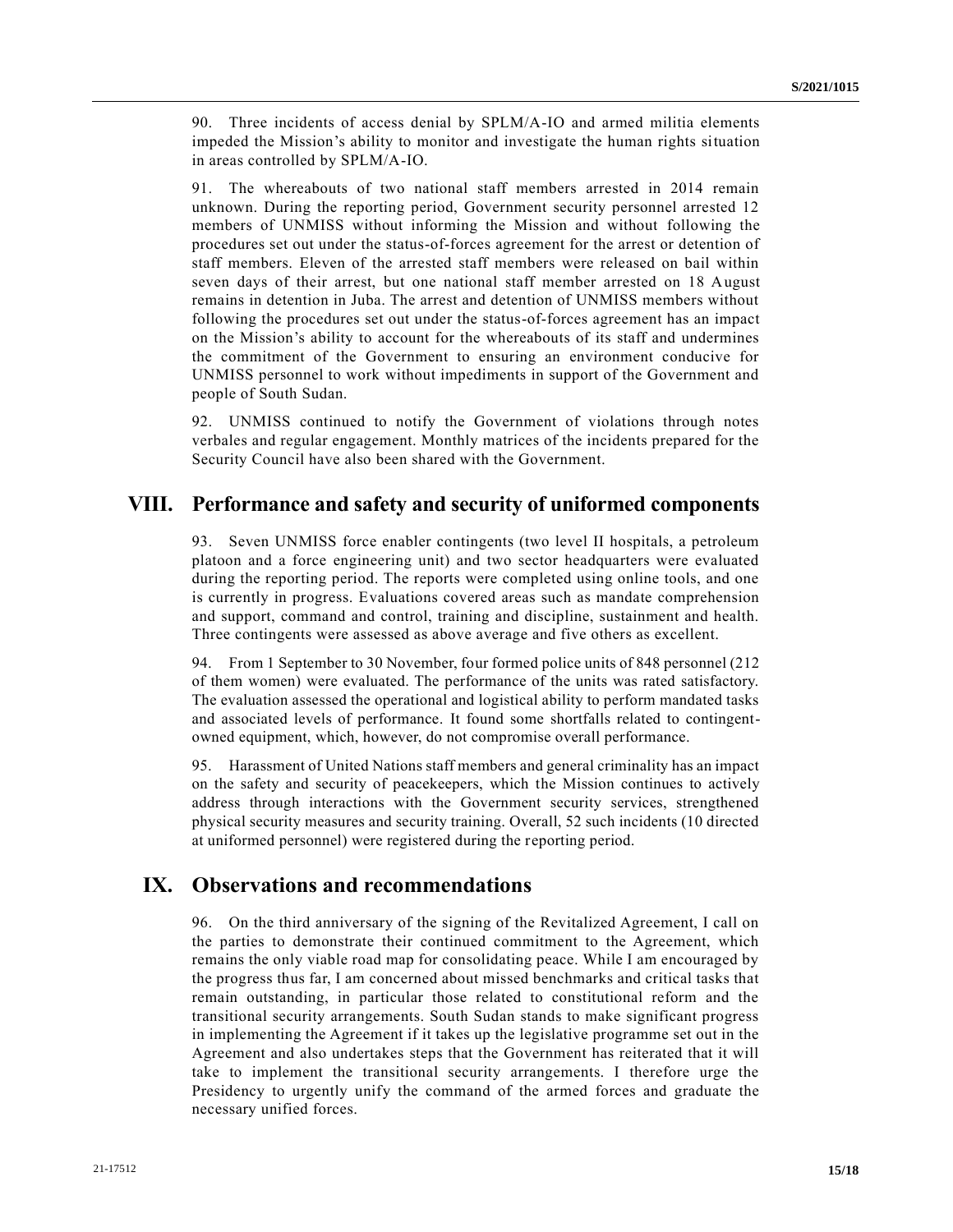90. Three incidents of access denial by SPLM/A-IO and armed militia elements impeded the Mission's ability to monitor and investigate the human rights situation in areas controlled by SPLM/A-IO.

91. The whereabouts of two national staff members arrested in 2014 remain unknown. During the reporting period, Government security personnel arrested 12 members of UNMISS without informing the Mission and without following the procedures set out under the status-of-forces agreement for the arrest or detention of staff members. Eleven of the arrested staff members were released on bail within seven days of their arrest, but one national staff member arrested on 18 August remains in detention in Juba. The arrest and detention of UNMISS members without following the procedures set out under the status-of-forces agreement has an impact on the Mission's ability to account for the whereabouts of its staff and undermines the commitment of the Government to ensuring an environment conducive for UNMISS personnel to work without impediments in support of the Government and people of South Sudan.

92. UNMISS continued to notify the Government of violations through notes verbales and regular engagement. Monthly matrices of the incidents prepared for the Security Council have also been shared with the Government.

## VIII. Performance and safety and security of uniformed components

93. Seven UNMISS force enabler contingents (two level II hospitals, a petroleum platoon and a force engineering unit) and two sector headquarters were evaluated during the reporting period. The reports were completed using online tools, and one is currently in progress. Evaluations covered areas such as mandate comprehension and support, command and control, training and discipline, sustainment and health. Three contingents were assessed as above average and five others as excellent.

94. From 1 September to 30 November, four formed police units of 848 personnel (212 of them women) were evaluated. The performance of the units was rated satisfactory. The evaluation assessed the operational and logistical ability to perform mandated tasks and associated levels of performance. It found some shortfalls related to contingent-owned equipment, which, however, do not compromise overall performance.

95. Harassment of United Nations staff members and general criminality has an impact on the safety and security of peacekeepers, which the Mission continues to actively address through interactions with the Government security services, strengthened physical security measures and security training. Overall, 52 such incidents (10 directed at uniformed personnel) were registered during the reporting period.

## IX. Observations and recommendations

96. On the third anniversary of the signing of the Revitalized Agreement, I call on the parties to demonstrate their continued commitment to the Agreement, which remains the only viable road map for consolidating peace. While I am encouraged by the progress thus far, I am concerned about missed benchmarks and critical tasks that remain outstanding, in particular those related to constitutional reform and the transitional security arrangements. South Sudan stands to make significant progress in implementing the Agreement if it takes up the legislative programme set out in the Agreement and also undertakes steps that the Government has reiterated that it will take to implement the transitional security arrangements. I therefore urge the Presidency to urgently unify the command of the armed forces and graduate the necessary unified forces.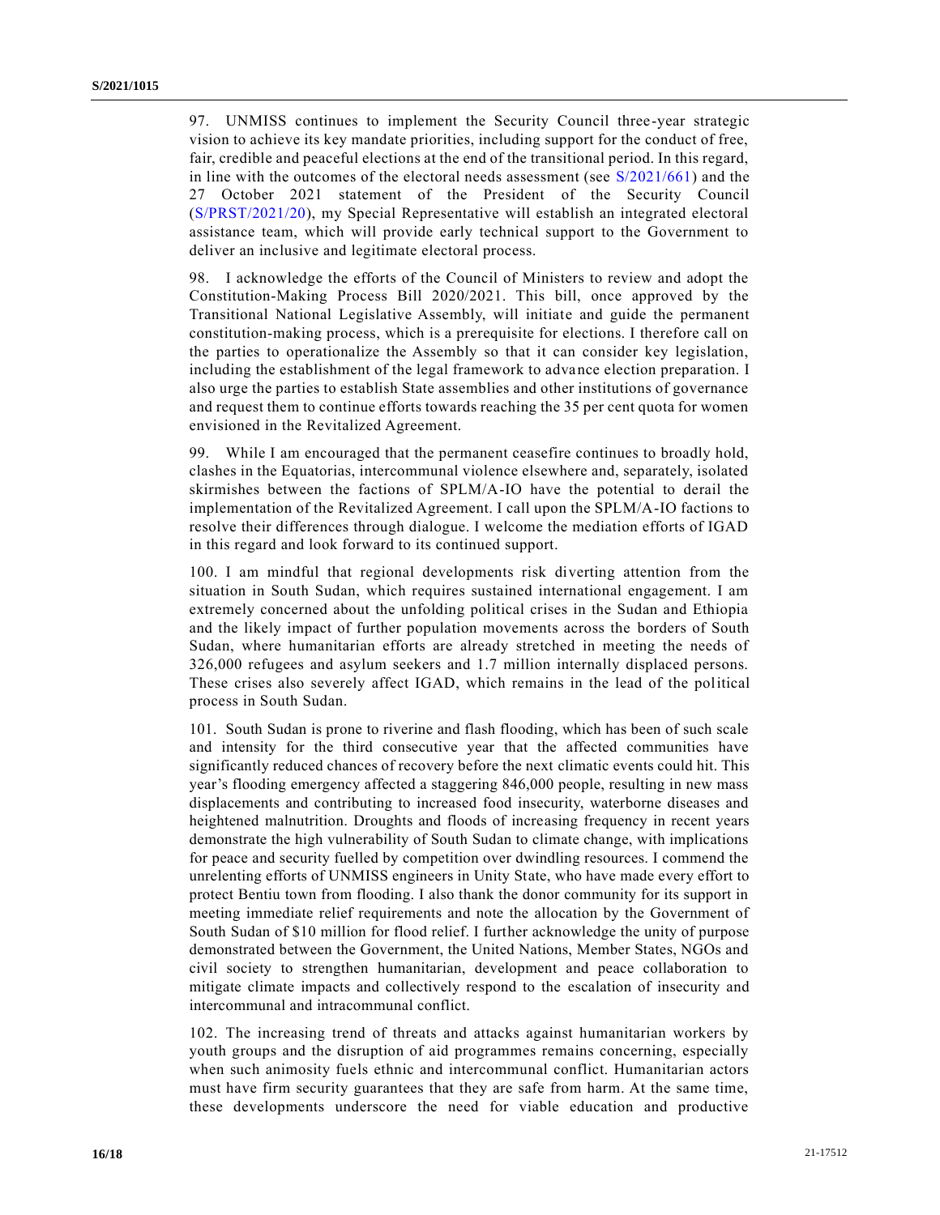97. UNMISS continues to implement the Security Council three-year strategic vision to achieve its key mandate priorities, including support for the conduct of free, fair, credible and peaceful elections at the end of the transitional period. In this regard, in line with the outcomes of the electoral needs assessment (see S/2021/661) and the 27 October 2021 statement of the President of the Security Council (S/PRST/2021/20), my Special Representative will establish an integrated electoral assistance team, which will provide early technical support to the Government to deliver an inclusive and legitimate electoral process.

98. I acknowledge the efforts of the Council of Ministers to review and adopt the Constitution-Making Process Bill 2020/2021. This bill, once approved by the Transitional National Legislative Assembly, will initiate and guide the permanent constitution-making process, which is a prerequisite for elections. I therefore call on the parties to operationalize the Assembly so that it can consider key legislation, including the establishment of the legal framework to advance election preparation. I also urge the parties to establish State assemblies and other institutions of governance and request them to continue efforts towards reaching the 35 per cent quota for women envisioned in the Revitalized Agreement.

99. While I am encouraged that the permanent ceasefire continues to broadly hold, clashes in the Equatorias, intercommunal violence elsewhere and, separately, isolated skirmishes between the factions of SPLM/A-IO have the potential to derail the implementation of the Revitalized Agreement. I call upon the SPLM/A-IO factions to resolve their differences through dialogue. I welcome the mediation efforts of IGAD in this regard and look forward to its continued support.

100. I am mindful that regional developments risk diverting attention from the situation in South Sudan, which requires sustained international engagement. I am extremely concerned about the unfolding political crises in the Sudan and Ethiopia and the likely impact of further population movements across the borders of South Sudan, where humanitarian efforts are already stretched in meeting the needs of 326,000 refugees and asylum seekers and 1.7 million internally displaced persons. These crises also severely affect IGAD, which remains in the lead of the political process in South Sudan.

101. South Sudan is prone to riverine and flash flooding, which has been of such scale and intensity for the third consecutive year that the affected communities have significantly reduced chances of recovery before the next climatic events could hit. This year's flooding emergency affected a staggering 846,000 people, resulting in new mass displacements and contributing to increased food insecurity, waterborne diseases and heightened malnutrition. Droughts and floods of increasing frequency in recent years demonstrate the high vulnerability of South Sudan to climate change, with implications for peace and security fuelled by competition over dwindling resources. I commend the unrelenting efforts of UNMISS engineers in Unity State, who have made every effort to protect Bentiu town from flooding. I also thank the donor community for its support in meeting immediate relief requirements and note the allocation by the Government of South Sudan of $10 million for flood relief. I further acknowledge the unity of purpose demonstrated between the Government, the United Nations, Member States, NGOs and civil society to strengthen humanitarian, development and peace collaboration to mitigate climate impacts and collectively respond to the escalation of insecurity and intercommunal and intracommunal conflict.

102. The increasing trend of threats and attacks against humanitarian workers by youth groups and the disruption of aid programmes remains concerning, especially when such animosity fuels ethnic and intercommunal conflict. Humanitarian actors must have firm security guarantees that they are safe from harm. At the same time, these developments underscore the need for viable education and productive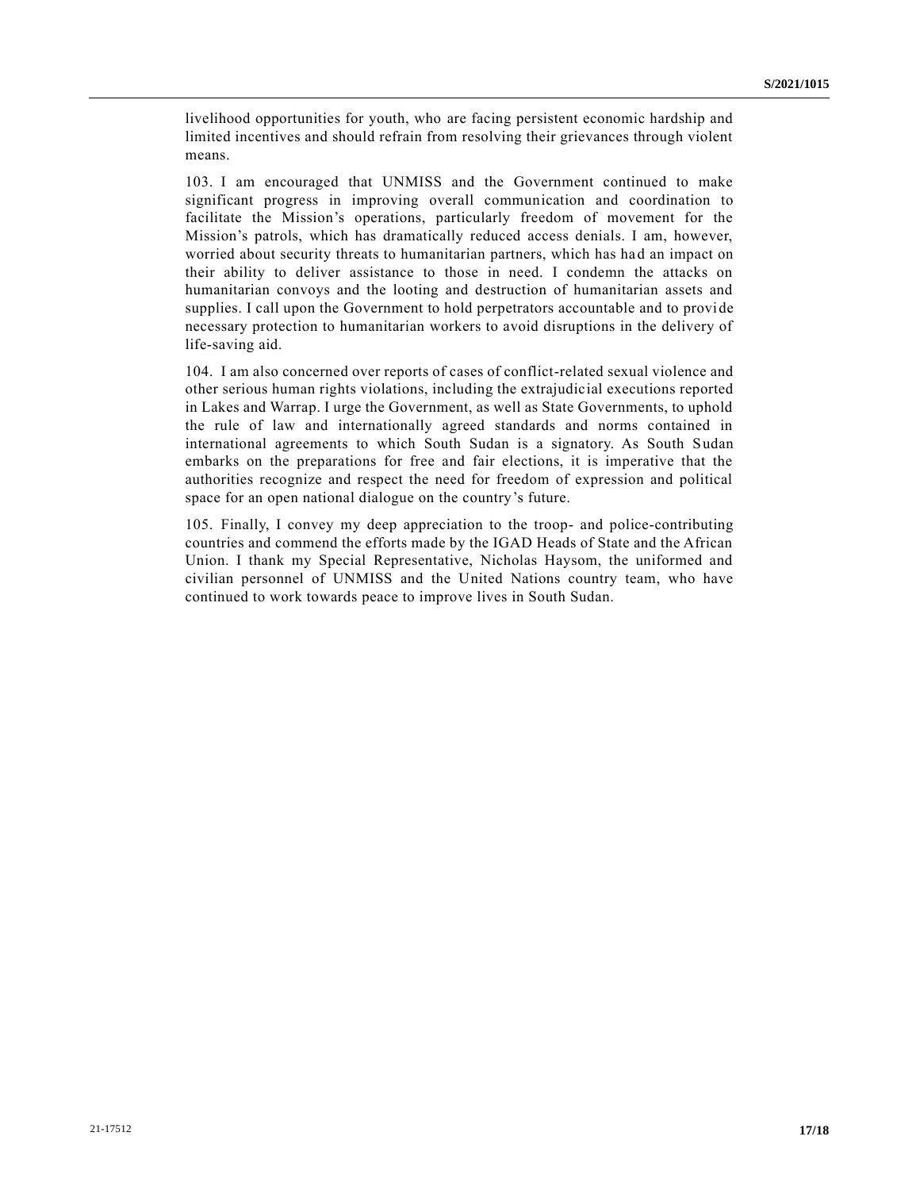livelihood opportunities for youth, who are facing persistent economic hardship and limited incentives and should refrain from resolving their grievances through violent means.

103. I am encouraged that UNMISS and the Government continued to make significant progress in improving overall communication and coordination to facilitate the Mission's operations, particularly freedom of movement for the Mission's patrols, which has dramatically reduced access denials. I am, however, worried about security threats to humanitarian partners, which has had an impact on their ability to deliver assistance to those in need. I condemn the attacks on humanitarian convoys and the looting and destruction of humanitarian assets and supplies. I call upon the Government to hold perpetrators accountable and to provide necessary protection to humanitarian workers to avoid disruptions in the delivery of life-saving aid.

104. I am also concerned over reports of cases of conflict-related sexual violence and other serious human rights violations, including the extrajudicial executions reported in Lakes and Warrap. I urge the Government, as well as State Governments, to uphold the rule of law and internationally agreed standards and norms contained in international agreements to which South Sudan is a signatory. As South Sudan embarks on the preparations for free and fair elections, it is imperative that the authorities recognize and respect the need for freedom of expression and political space for an open national dialogue on the country's future.

105. Finally, I convey my deep appreciation to the troop- and police-contributing countries and commend the efforts made by the IGAD Heads of State and the African Union. I thank my Special Representative, Nicholas Haysom, the uniformed and civilian personnel of UNMISS and the United Nations country team, who have continued to work towards peace to improve lives in South Sudan.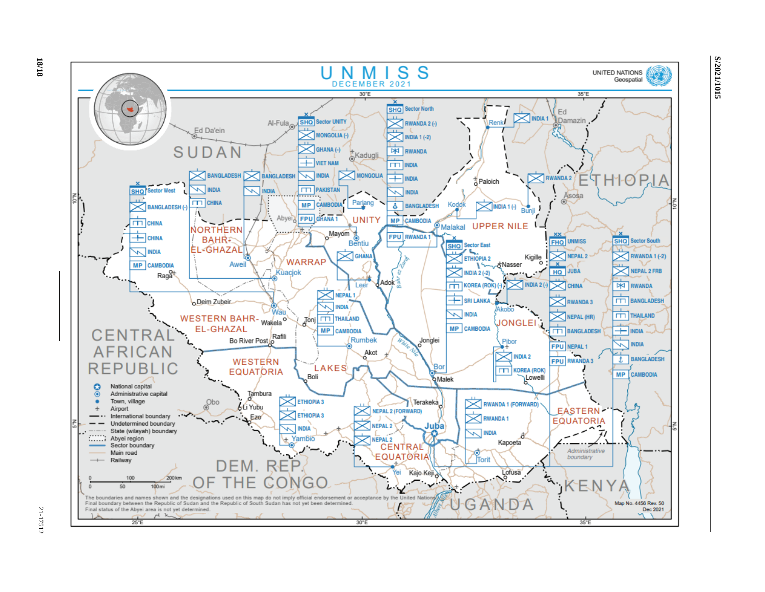# UNMISS

DECEMBER 2021

UNITED NATIONS
Geospatial

SHQ Sector North
RWANDA 2 (-)
INDIA 1 (-2)
RWANDA
INDIA
INDIA
INDIA
BANGLADESH
MP CAMBODIA
FPU RWANDA 1

SHQ Sector UNITY
MONGOLIA (-)
GHANA (-)
VIET NAM
INDIA
PAKISTAN
MP CAMBODIA
FPU GHANA 1

MONGOLIA
GHANA

BANGLADESH
INDIA
CHINA

BANGLADESH
INDIA

SHQ Sector West
BANGLADESH (-)
CHINA
CHINA
INDIA
MP CAMBODIA

INDIA 1
RWANDA 2
INDIA 1 (-)

SHQ Sector East
ETHIOPIA 2
INDIA 2 (-2)
KOREA (ROK) (-)
SRI LANKA
INDIA
MP CAMBODIA
INDIA 2 (-)

INDIA 2
KOREA (ROK)

NEPAL 1
INDIA
THAILAND
MP CAMBODIA

FHQ UNMISS
NEPAL 2
HQ JUBA
CHINA
RWANDA 3
NEPAL (HR)
BANGLADESH
FPU NEPAL 1
FPU RWANDA 3

SHQ Sector South
RWANDA 1 (-2)
NEPAL 2 FRB
RWANDA
BANGLADESH
THAILAND
INDIA
INDIA
BANGLADESH
MP CAMBODIA

ETHIOPIA 3
ETHIOPIA 3
INDIA

NEPAL 2 (FORWARD)
NEPAL 2
NEPAL 2

RWANDA 1 (FORWARD)
RWANDA 1
INDIA

SUDAN
ETHIOPIA
CENTRAL AFRICAN REPUBLIC
DEM. REP. OF THE CONGO
UGANDA
KENYA

NORTHERN BAHR-EL-GHAZAL
WARRAP
UNITY
UPPER NILE
WESTERN BAHR-EL-GHAZAL
LAKES
JONGLEI
WESTERN EQUATORIA
CENTRAL EQUATORIA
EASTERN EQUATORIA

Ed Da'ein, Al-Fula, Kadugli, Abyei, Renk, Ed Damazin, Paloich, Asosa, Kodok, Bunji, Malakal, Mayom, Bentiu, Pariang, Aweil, Kuacjok, Raga, Deim Zubeir, Wau, Wakela, Tonj, Leer, Adok, Nasser, Kigille, Akobo, Pibor, Rumbek, Jonglei, Akot, Bor, Malek, Lowelli, Bo River Post, Rafili, Boli, Tambura, Obo, Li Yubu, Ezo, Yambio, Terakeka, Juba, Kapoeta, Torit, Yei, Kajo Keji, Lofusa

Bahr ez Zaraf
White Nile
Albert Nile

Administrative boundary

National capital
Administrative capital
Town, village
Airport
International boundary
Undetermined boundary
State (wilayah) boundary
Abyei region
Sector boundary
Main road
Railway

0 100 200 km
0 50 100 mi

The boundaries and names shown and the designations used on this map do not imply official endorsement or acceptance by the United Nations.
Final boundary between the Republic of Sudan and the Republic of South Sudan has not yet been determined.
Final status of the Abyei area is not yet determined.

Map No. 4456 Rev. 50
Dec 2021